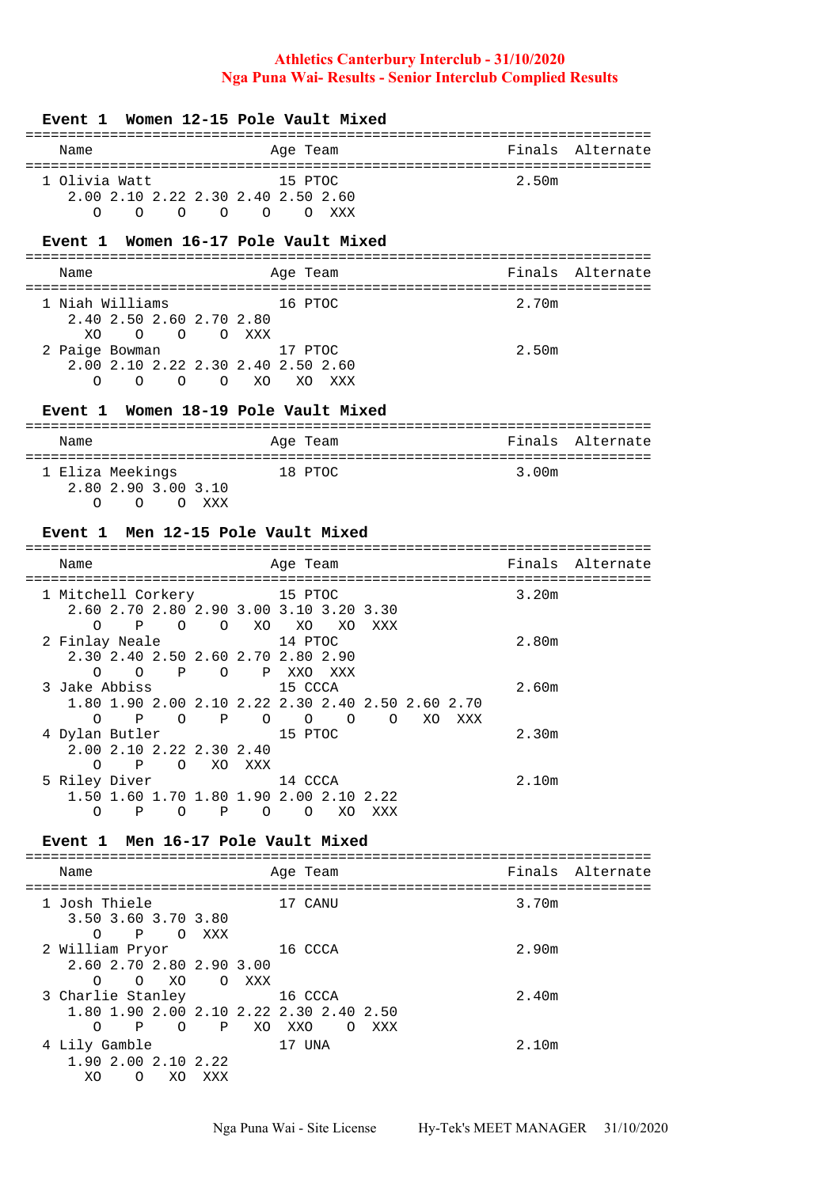# Athletics Canterbury Interclub - 31/10/2020
## Nga Puna Wai- Results - Senior Interclub Complied Results

### Event 1 Women 12-15 Pole Vault Mixed

```
=========================================================================
  Name                      Age Team                    Finals  Alternate
=========================================================================
  1 Olivia Watt              15 PTOC                     2.50m
     2.00 2.10 2.22 2.30 2.40 2.50 2.60
        O    O    O    O    O    O  XXX
```

### Event 1 Women 16-17 Pole Vault Mixed

```
=========================================================================
  Name                      Age Team                    Finals  Alternate
=========================================================================
  1 Niah Williams            16 PTOC                     2.70m
     2.40 2.50 2.60 2.70 2.80
       XO    O    O    O  XXX
  2 Paige Bowman             17 PTOC                     2.50m
     2.00 2.10 2.22 2.30 2.40 2.50 2.60
        O    O    O    O   XO   XO  XXX
```

### Event 1 Women 18-19 Pole Vault Mixed

```
=========================================================================
  Name                      Age Team                    Finals  Alternate
=========================================================================
  1 Eliza Meekings           18 PTOC                     3.00m
     2.80 2.90 3.00 3.10
        O    O    O  XXX
```

### Event 1 Men 12-15 Pole Vault Mixed

```
=========================================================================
  Name                      Age Team                    Finals  Alternate
=========================================================================
  1 Mitchell Corkery         15 PTOC                     3.20m
     2.60 2.70 2.80 2.90 3.00 3.10 3.20 3.30
        O    P    O    O   XO   XO   XO  XXX
  2 Finlay Neale             14 PTOC                     2.80m
     2.30 2.40 2.50 2.60 2.70 2.80 2.90
        O    O    P    O    P  XXO  XXX
  3 Jake Abbiss              15 CCCA                     2.60m
     1.80 1.90 2.00 2.10 2.22 2.30 2.40 2.50 2.60 2.70
        O    P    O    P    O    O    O    O   XO  XXX
  4 Dylan Butler             15 PTOC                     2.30m
     2.00 2.10 2.22 2.30 2.40
        O    P    O   XO  XXX
  5 Riley Diver              14 CCCA                     2.10m
     1.50 1.60 1.70 1.80 1.90 2.00 2.10 2.22
        O    P    O    P    O    O   XO  XXX
```

### Event 1 Men 16-17 Pole Vault Mixed

```
=========================================================================
  Name                      Age Team                    Finals  Alternate
=========================================================================
  1 Josh Thiele              17 CANU                     3.70m
     3.50 3.60 3.70 3.80
        O    P    O  XXX
  2 William Pryor            16 CCCA                     2.90m
     2.60 2.70 2.80 2.90 3.00
        O    O   XO    O  XXX
  3 Charlie Stanley          16 CCCA                     2.40m
     1.80 1.90 2.00 2.10 2.22 2.30 2.40 2.50
        O    P    O    P   XO  XXO    O  XXX
  4 Lily Gamble              17 UNA                      2.10m
     1.90 2.00 2.10 2.22
       XO    O   XO  XXX
```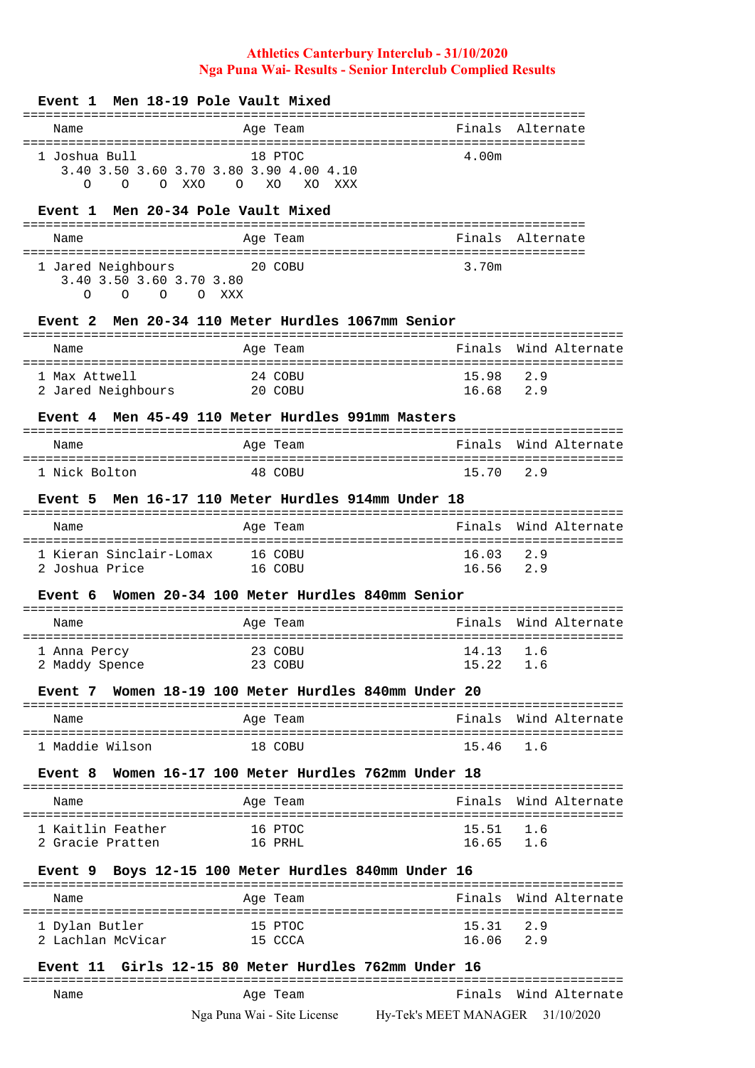**Athletics Canterbury Interclub - 31/10/2020**
**Nga Puna Wai- Results - Senior Interclub Complied Results**

### Event 1 Men 18-19 Pole Vault Mixed

| Name | Age | Team | Finals | Alternate |
|---|---|---|---|---|
| 1 Joshua Bull | 18 | PTOC | 4.00m | |

```
3.40 3.50 3.60 3.70 3.80 3.90 4.00 4.10
  O    O    O  XXO    O   XO   XO  XXX
```

### Event 1 Men 20-34 Pole Vault Mixed

| Name | Age | Team | Finals | Alternate |
|---|---|---|---|---|
| 1 Jared Neighbours | 20 | COBU | 3.70m | |

```
3.40 3.50 3.60 3.70 3.80
  O    O    O    O  XXX
```

### Event 2 Men 20-34 110 Meter Hurdles 1067mm Senior

| Name | Age | Team | Finals | Wind | Alternate |
|---|---|---|---|---|---|
| 1 Max Attwell | 24 | COBU | 15.98 | 2.9 | |
| 2 Jared Neighbours | 20 | COBU | 16.68 | 2.9 | |

### Event 4 Men 45-49 110 Meter Hurdles 991mm Masters

| Name | Age | Team | Finals | Wind | Alternate |
|---|---|---|---|---|---|
| 1 Nick Bolton | 48 | COBU | 15.70 | 2.9 | |

### Event 5 Men 16-17 110 Meter Hurdles 914mm Under 18

| Name | Age | Team | Finals | Wind | Alternate |
|---|---|---|---|---|---|
| 1 Kieran Sinclair-Lomax | 16 | COBU | 16.03 | 2.9 | |
| 2 Joshua Price | 16 | COBU | 16.56 | 2.9 | |

### Event 6 Women 20-34 100 Meter Hurdles 840mm Senior

| Name | Age | Team | Finals | Wind | Alternate |
|---|---|---|---|---|---|
| 1 Anna Percy | 23 | COBU | 14.13 | 1.6 | |
| 2 Maddy Spence | 23 | COBU | 15.22 | 1.6 | |

### Event 7 Women 18-19 100 Meter Hurdles 840mm Under 20

| Name | Age | Team | Finals | Wind | Alternate |
|---|---|---|---|---|---|
| 1 Maddie Wilson | 18 | COBU | 15.46 | 1.6 | |

### Event 8 Women 16-17 100 Meter Hurdles 762mm Under 18

| Name | Age | Team | Finals | Wind | Alternate |
|---|---|---|---|---|---|
| 1 Kaitlin Feather | 16 | PTOC | 15.51 | 1.6 | |
| 2 Gracie Pratten | 16 | PRHL | 16.65 | 1.6 | |

### Event 9 Boys 12-15 100 Meter Hurdles 840mm Under 16

| Name | Age | Team | Finals | Wind | Alternate |
|---|---|---|---|---|---|
| 1 Dylan Butler | 15 | PTOC | 15.31 | 2.9 | |
| 2 Lachlan McVicar | 15 | CCCA | 16.06 | 2.9 | |

### Event 11 Girls 12-15 80 Meter Hurdles 762mm Under 16

| Name | Age | Team | Finals | Wind | Alternate |
|---|---|---|---|---|---|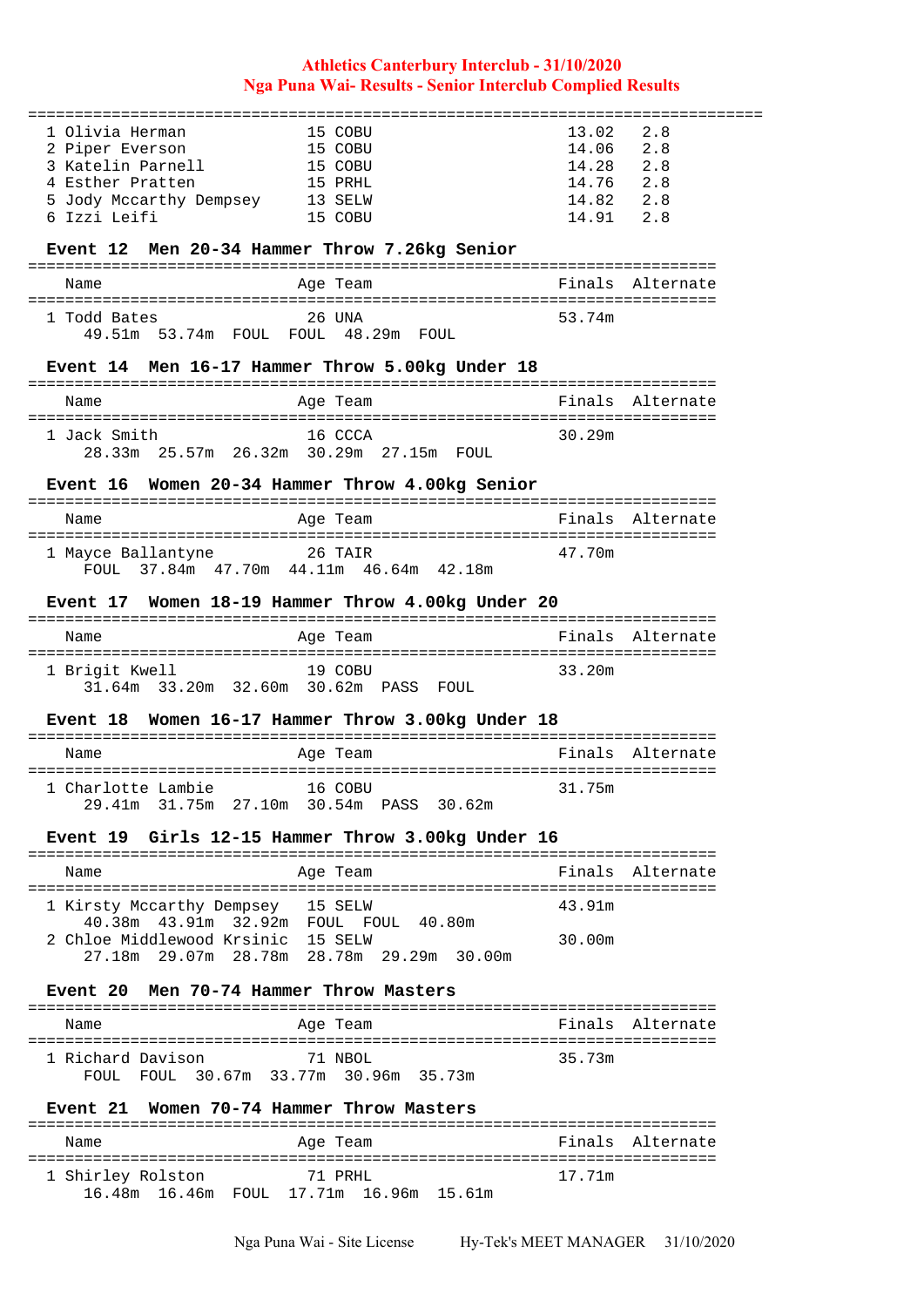## Athletics Canterbury Interclub - 31/10/2020
## Nga Puna Wai- Results - Senior Interclub Complied Results

| Place | Name | Age | Team | Finals | Wind |
|---|---|---|---|---|---|
| 1 | Olivia Herman | 15 | COBU | 13.02 | 2.8 |
| 2 | Piper Everson | 15 | COBU | 14.06 | 2.8 |
| 3 | Katelin Parnell | 15 | COBU | 14.28 | 2.8 |
| 4 | Esther Pratten | 15 | PRHL | 14.76 | 2.8 |
| 5 | Jody Mccarthy Dempsey | 13 | SELW | 14.82 | 2.8 |
| 6 | Izzi Leifi | 15 | COBU | 14.91 | 2.8 |

### Event 12 Men 20-34 Hammer Throw 7.26kg Senior

| Name | Age | Team | Finals | Alternate |
|---|---|---|---|---|
| 1 Todd Bates | 26 | UNA | 53.74m | |
| 49.51m 53.74m FOUL FOUL 48.29m FOUL | | | | |

### Event 14 Men 16-17 Hammer Throw 5.00kg Under 18

| Name | Age | Team | Finals | Alternate |
|---|---|---|---|---|
| 1 Jack Smith | 16 | CCCA | 30.29m | |
| 28.33m 25.57m 26.32m 30.29m 27.15m FOUL | | | | |

### Event 16 Women 20-34 Hammer Throw 4.00kg Senior

| Name | Age | Team | Finals | Alternate |
|---|---|---|---|---|
| 1 Mayce Ballantyne | 26 | TAIR | 47.70m | |
| FOUL 37.84m 47.70m 44.11m 46.64m 42.18m | | | | |

### Event 17 Women 18-19 Hammer Throw 4.00kg Under 20

| Name | Age | Team | Finals | Alternate |
|---|---|---|---|---|
| 1 Brigit Kwell | 19 | COBU | 33.20m | |
| 31.64m 33.20m 32.60m 30.62m PASS FOUL | | | | |

### Event 18 Women 16-17 Hammer Throw 3.00kg Under 18

| Name | Age | Team | Finals | Alternate |
|---|---|---|---|---|
| 1 Charlotte Lambie | 16 | COBU | 31.75m | |
| 29.41m 31.75m 27.10m 30.54m PASS 30.62m | | | | |

### Event 19 Girls 12-15 Hammer Throw 3.00kg Under 16

| Name | Age | Team | Finals | Alternate |
|---|---|---|---|---|
| 1 Kirsty Mccarthy Dempsey | 15 | SELW | 43.91m | |
| 40.38m 43.91m 32.92m FOUL FOUL 40.80m | | | | |
| 2 Chloe Middlewood Krsinic | 15 | SELW | 30.00m | |
| 27.18m 29.07m 28.78m 28.78m 29.29m 30.00m | | | | |

### Event 20 Men 70-74 Hammer Throw Masters

| Name | Age | Team | Finals | Alternate |
|---|---|---|---|---|
| 1 Richard Davison | 71 | NBOL | 35.73m | |
| FOUL FOUL 30.67m 33.77m 30.96m 35.73m | | | | |

### Event 21 Women 70-74 Hammer Throw Masters

| Name | Age | Team | Finals | Alternate |
|---|---|---|---|---|
| 1 Shirley Rolston | 71 | PRHL | 17.71m | |
| 16.48m 16.46m FOUL 17.71m 16.96m 15.61m | | | | |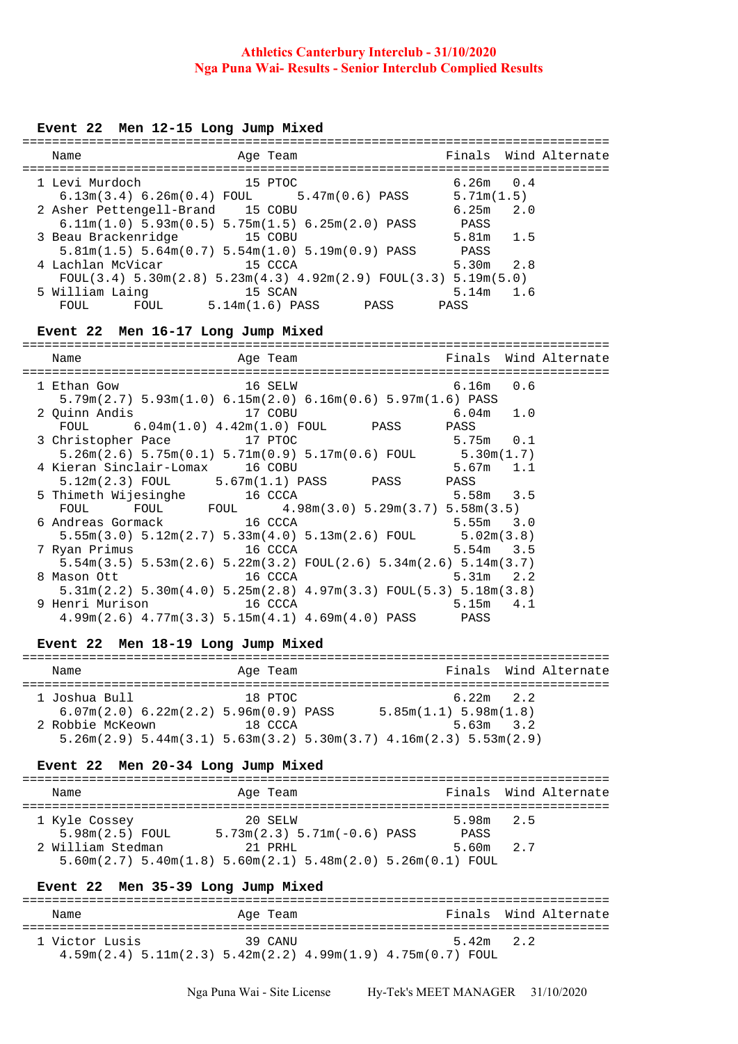**Athletics Canterbury Interclub - 31/10/2020**
**Nga Puna Wai- Results - Senior Interclub Complied Results**

### Event 22 Men 12-15 Long Jump Mixed

```
===============================================================================
    Name                    Age Team                       Finals  Wind Alternate
===============================================================================
  1 Levi Murdoch             15 PTOC                        6.26m   0.4
     6.13m(3.4) 6.26m(0.4) FOUL      5.47m(0.6) PASS       5.71m(1.5)
  2 Asher Pettengell-Brand   15 COBU                        6.25m   2.0
     6.11m(1.0) 5.93m(0.5) 5.75m(1.5) 6.25m(2.0) PASS       PASS
  3 Beau Brackenridge        15 COBU                        5.81m   1.5
     5.81m(1.5) 5.64m(0.7) 5.54m(1.0) 5.19m(0.9) PASS       PASS
  4 Lachlan McVicar          15 CCCA                        5.30m   2.8
     FOUL(3.4) 5.30m(2.8) 5.23m(4.3) 4.92m(2.9) FOUL(3.3) 5.19m(5.0)
  5 William Laing            15 SCAN                        5.14m   1.6
     FOUL      FOUL      5.14m(1.6) PASS      PASS      PASS
```

### Event 22 Men 16-17 Long Jump Mixed

```
===============================================================================
    Name                    Age Team                       Finals  Wind Alternate
===============================================================================
  1 Ethan Gow                16 SELW                        6.16m   0.6
     5.79m(2.7) 5.93m(1.0) 6.15m(2.0) 6.16m(0.6) 5.97m(1.6) PASS
  2 Quinn Andis              17 COBU                        6.04m   1.0
     FOUL      6.04m(1.0) 4.42m(1.0) FOUL      PASS      PASS
  3 Christopher Pace         17 PTOC                        5.75m   0.1
     5.26m(2.6) 5.75m(0.1) 5.71m(0.9) 5.17m(0.6) FOUL      5.30m(1.7)
  4 Kieran Sinclair-Lomax    16 COBU                        5.67m   1.1
     5.12m(2.3) FOUL      5.67m(1.1) PASS      PASS      PASS
  5 Thimeth Wijesinghe       16 CCCA                        5.58m   3.5
     FOUL      FOUL      FOUL      4.98m(3.0) 5.29m(3.7) 5.58m(3.5)
  6 Andreas Gormack          16 CCCA                        5.55m   3.0
     5.55m(3.0) 5.12m(2.7) 5.33m(4.0) 5.13m(2.6) FOUL      5.02m(3.8)
  7 Ryan Primus              16 CCCA                        5.54m   3.5
     5.54m(3.5) 5.53m(2.6) 5.22m(3.2) FOUL(2.6) 5.34m(2.6) 5.14m(3.7)
  8 Mason Ott                16 CCCA                        5.31m   2.2
     5.31m(2.2) 5.30m(4.0) 5.25m(2.8) 4.97m(3.3) FOUL(5.3) 5.18m(3.8)
  9 Henri Murison            16 CCCA                        5.15m   4.1
     4.99m(2.6) 4.77m(3.3) 5.15m(4.1) 4.69m(4.0) PASS       PASS
```

### Event 22 Men 18-19 Long Jump Mixed

```
===============================================================================
    Name                    Age Team                       Finals  Wind Alternate
===============================================================================
  1 Joshua Bull              18 PTOC                        6.22m   2.2
     6.07m(2.0) 6.22m(2.2) 5.96m(0.9) PASS      5.85m(1.1) 5.98m(1.8)
  2 Robbie McKeown           18 CCCA                        5.63m   3.2
     5.26m(2.9) 5.44m(3.1) 5.63m(3.2) 5.30m(3.7) 4.16m(2.3) 5.53m(2.9)
```

### Event 22 Men 20-34 Long Jump Mixed

```
===============================================================================
    Name                    Age Team                       Finals  Wind Alternate
===============================================================================
  1 Kyle Cossey              20 SELW                        5.98m   2.5
     5.98m(2.5) FOUL      5.73m(2.3) 5.71m(-0.6) PASS       PASS
  2 William Stedman          21 PRHL                        5.60m   2.7
     5.60m(2.7) 5.40m(1.8) 5.60m(2.1) 5.48m(2.0) 5.26m(0.1) FOUL
```

### Event 22 Men 35-39 Long Jump Mixed

```
===============================================================================
    Name                    Age Team                       Finals  Wind Alternate
===============================================================================
  1 Victor Lusis             39 CANU                        5.42m   2.2
     4.59m(2.4) 5.11m(2.3) 5.42m(2.2) 4.99m(1.9) 4.75m(0.7) FOUL
```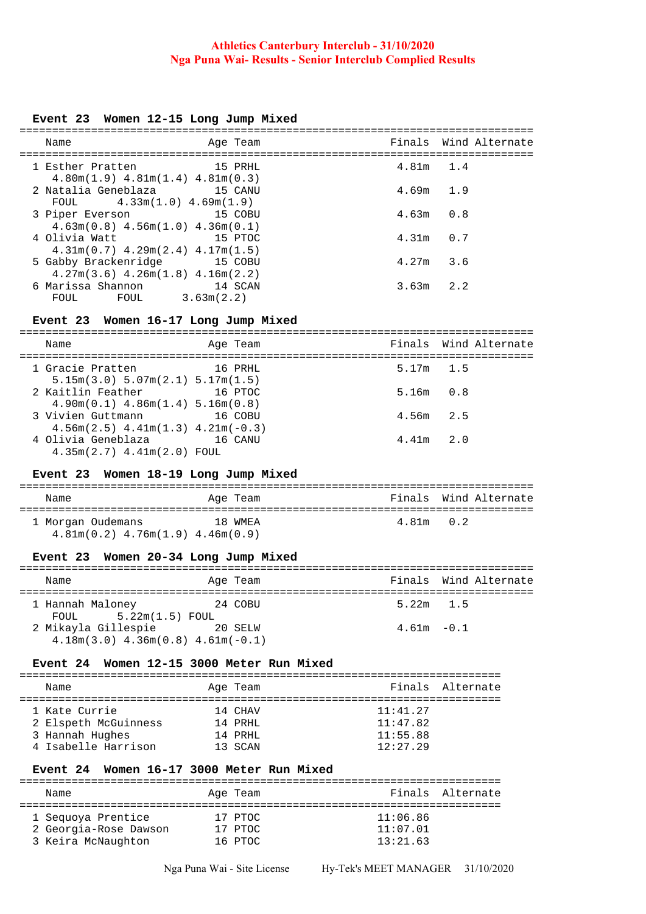**Athletics Canterbury Interclub - 31/10/2020**
**Nga Puna Wai- Results - Senior Interclub Complied Results**

### Event 23 Women 12-15 Long Jump Mixed

| Name | Age | Team | Finals | Wind | Alternate |
|---|---|---|---|---|---|
| 1 Esther Pratten | 15 | PRHL | 4.81m | 1.4 | |
| 4.80m(1.9) 4.81m(1.4) 4.81m(0.3) | | | | | |
| 2 Natalia Geneblaza | 15 | CANU | 4.69m | 1.9 | |
| FOUL 4.33m(1.0) 4.69m(1.9) | | | | | |
| 3 Piper Everson | 15 | COBU | 4.63m | 0.8 | |
| 4.63m(0.8) 4.56m(1.0) 4.36m(0.1) | | | | | |
| 4 Olivia Watt | 15 | PTOC | 4.31m | 0.7 | |
| 4.31m(0.7) 4.29m(2.4) 4.17m(1.5) | | | | | |
| 5 Gabby Brackenridge | 15 | COBU | 4.27m | 3.6 | |
| 4.27m(3.6) 4.26m(1.8) 4.16m(2.2) | | | | | |
| 6 Marissa Shannon | 14 | SCAN | 3.63m | 2.2 | |
| FOUL FOUL 3.63m(2.2) | | | | | |

### Event 23 Women 16-17 Long Jump Mixed

| Name | Age | Team | Finals | Wind | Alternate |
|---|---|---|---|---|---|
| 1 Gracie Pratten | 16 | PRHL | 5.17m | 1.5 | |
| 5.15m(3.0) 5.07m(2.1) 5.17m(1.5) | | | | | |
| 2 Kaitlin Feather | 16 | PTOC | 5.16m | 0.8 | |
| 4.90m(0.1) 4.86m(1.4) 5.16m(0.8) | | | | | |
| 3 Vivien Guttmann | 16 | COBU | 4.56m | 2.5 | |
| 4.56m(2.5) 4.41m(1.3) 4.21m(-0.3) | | | | | |
| 4 Olivia Geneblaza | 16 | CANU | 4.41m | 2.0 | |
| 4.35m(2.7) 4.41m(2.0) FOUL | | | | | |

### Event 23 Women 18-19 Long Jump Mixed

| Name | Age | Team | Finals | Wind | Alternate |
|---|---|---|---|---|---|
| 1 Morgan Oudemans | 18 | WMEA | 4.81m | 0.2 | |
| 4.81m(0.2) 4.76m(1.9) 4.46m(0.9) | | | | | |

### Event 23 Women 20-34 Long Jump Mixed

| Name | Age | Team | Finals | Wind | Alternate |
|---|---|---|---|---|---|
| 1 Hannah Maloney | 24 | COBU | 5.22m | 1.5 | |
| FOUL 5.22m(1.5) FOUL | | | | | |
| 2 Mikayla Gillespie | 20 | SELW | 4.61m | -0.1 | |
| 4.18m(3.0) 4.36m(0.8) 4.61m(-0.1) | | | | | |

### Event 24 Women 12-15 3000 Meter Run Mixed

| Name | Age | Team | Finals | Alternate |
|---|---|---|---|---|
| 1 Kate Currie | 14 | CHAV | 11:41.27 | |
| 2 Elspeth McGuinness | 14 | PRHL | 11:47.82 | |
| 3 Hannah Hughes | 14 | PRHL | 11:55.88 | |
| 4 Isabelle Harrison | 13 | SCAN | 12:27.29 | |

### Event 24 Women 16-17 3000 Meter Run Mixed

| Name | Age | Team | Finals | Alternate |
|---|---|---|---|---|
| 1 Sequoya Prentice | 17 | PTOC | 11:06.86 | |
| 2 Georgia-Rose Dawson | 17 | PTOC | 11:07.01 | |
| 3 Keira McNaughton | 16 | PTOC | 13:21.63 | |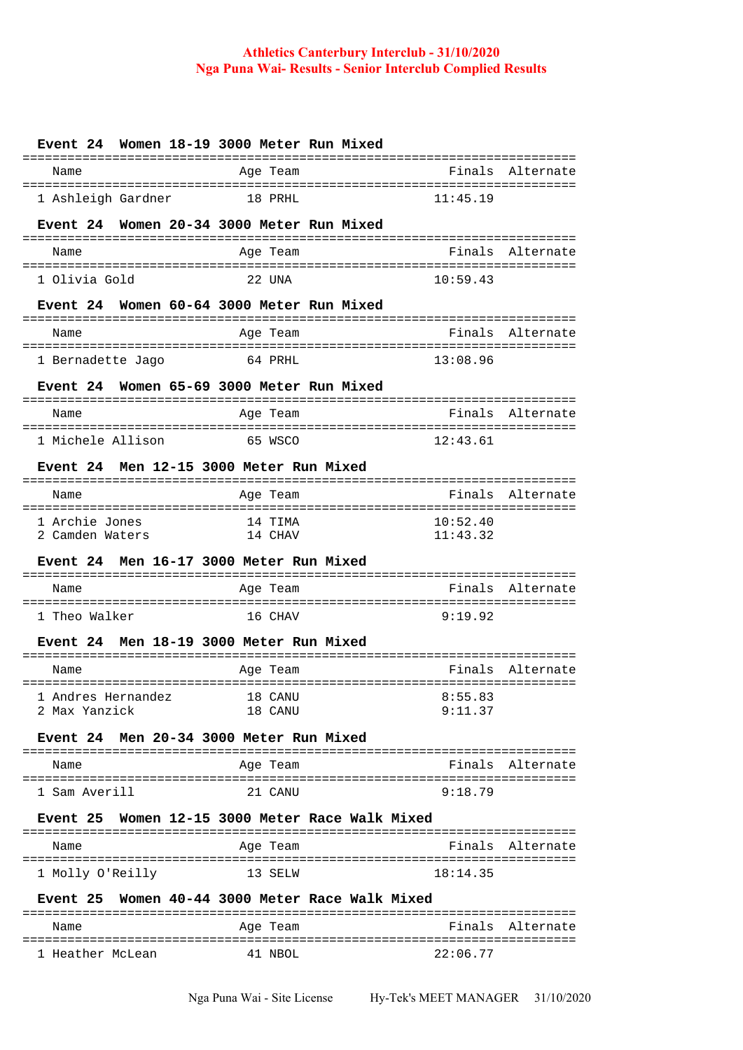**Athletics Canterbury Interclub - 31/10/2020**
**Nga Puna Wai- Results - Senior Interclub Complied Results**

### Event 24 Women 18-19 3000 Meter Run Mixed

| | Name | Age | Team | Finals | Alternate |
|---|---|---|---|---|---|
| 1 | Ashleigh Gardner | 18 | PRHL | 11:45.19 | |

### Event 24 Women 20-34 3000 Meter Run Mixed

| | Name | Age | Team | Finals | Alternate |
|---|---|---|---|---|---|
| 1 | Olivia Gold | 22 | UNA | 10:59.43 | |

### Event 24 Women 60-64 3000 Meter Run Mixed

| | Name | Age | Team | Finals | Alternate |
|---|---|---|---|---|---|
| 1 | Bernadette Jago | 64 | PRHL | 13:08.96 | |

### Event 24 Women 65-69 3000 Meter Run Mixed

| | Name | Age | Team | Finals | Alternate |
|---|---|---|---|---|---|
| 1 | Michele Allison | 65 | WSCO | 12:43.61 | |

### Event 24 Men 12-15 3000 Meter Run Mixed

| | Name | Age | Team | Finals | Alternate |
|---|---|---|---|---|---|
| 1 | Archie Jones | 14 | TIMA | 10:52.40 | |
| 2 | Camden Waters | 14 | CHAV | 11:43.32 | |

### Event 24 Men 16-17 3000 Meter Run Mixed

| | Name | Age | Team | Finals | Alternate |
|---|---|---|---|---|---|
| 1 | Theo Walker | 16 | CHAV | 9:19.92 | |

### Event 24 Men 18-19 3000 Meter Run Mixed

| | Name | Age | Team | Finals | Alternate |
|---|---|---|---|---|---|
| 1 | Andres Hernandez | 18 | CANU | 8:55.83 | |
| 2 | Max Yanzick | 18 | CANU | 9:11.37 | |

### Event 24 Men 20-34 3000 Meter Run Mixed

| | Name | Age | Team | Finals | Alternate |
|---|---|---|---|---|---|
| 1 | Sam Averill | 21 | CANU | 9:18.79 | |

### Event 25 Women 12-15 3000 Meter Race Walk Mixed

| | Name | Age | Team | Finals | Alternate |
|---|---|---|---|---|---|
| 1 | Molly O'Reilly | 13 | SELW | 18:14.35 | |

### Event 25 Women 40-44 3000 Meter Race Walk Mixed

| | Name | Age | Team | Finals | Alternate |
|---|---|---|---|---|---|
| 1 | Heather McLean | 41 | NBOL | 22:06.77 | |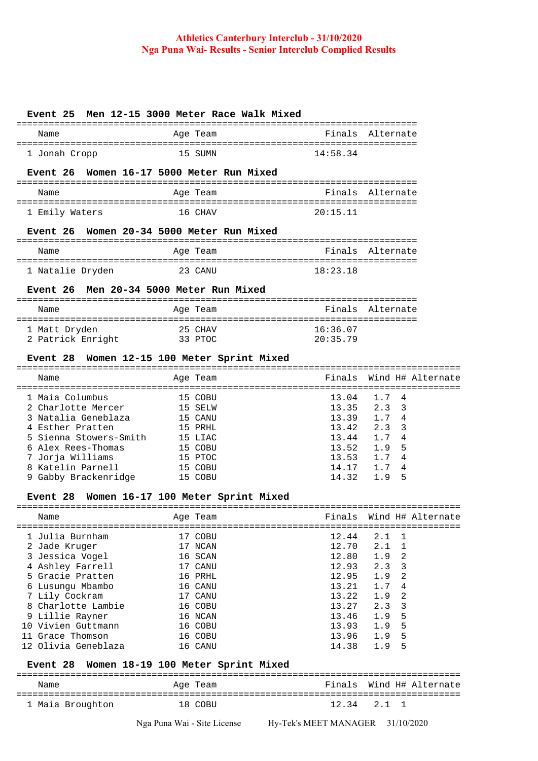# Athletics Canterbury Interclub - 31/10/2020
## Nga Puna Wai- Results - Senior Interclub Complied Results

### Event 25 Men 12-15 3000 Meter Race Walk Mixed

| | Name | Age | Team | Finals | Alternate |
|---|---|---|---|---|---|
| 1 | Jonah Cropp | 15 | SUMN | 14:58.34 | |

### Event 26 Women 16-17 5000 Meter Run Mixed

| | Name | Age | Team | Finals | Alternate |
|---|---|---|---|---|---|
| 1 | Emily Waters | 16 | CHAV | 20:15.11 | |

### Event 26 Women 20-34 5000 Meter Run Mixed

| | Name | Age | Team | Finals | Alternate |
|---|---|---|---|---|---|
| 1 | Natalie Dryden | 23 | CANU | 18:23.18 | |

### Event 26 Men 20-34 5000 Meter Run Mixed

| | Name | Age | Team | Finals | Alternate |
|---|---|---|---|---|---|
| 1 | Matt Dryden | 25 | CHAV | 16:36.07 | |
| 2 | Patrick Enright | 33 | PTOC | 20:35.79 | |

### Event 28 Women 12-15 100 Meter Sprint Mixed

| | Name | Age | Team | Finals | Wind | H# | Alternate |
|---|---|---|---|---|---|---|---|
| 1 | Maia Columbus | 15 | COBU | 13.04 | 1.7 | 4 | |
| 2 | Charlotte Mercer | 15 | SELW | 13.35 | 2.3 | 3 | |
| 3 | Natalia Geneblaza | 15 | CANU | 13.39 | 1.7 | 4 | |
| 4 | Esther Pratten | 15 | PRHL | 13.42 | 2.3 | 3 | |
| 5 | Sienna Stowers-Smith | 15 | LIAC | 13.44 | 1.7 | 4 | |
| 6 | Alex Rees-Thomas | 15 | COBU | 13.52 | 1.9 | 5 | |
| 7 | Jorja Williams | 15 | PTOC | 13.53 | 1.7 | 4 | |
| 8 | Katelin Parnell | 15 | COBU | 14.17 | 1.7 | 4 | |
| 9 | Gabby Brackenridge | 15 | COBU | 14.32 | 1.9 | 5 | |

### Event 28 Women 16-17 100 Meter Sprint Mixed

| | Name | Age | Team | Finals | Wind | H# | Alternate |
|---|---|---|---|---|---|---|---|
| 1 | Julia Burnham | 17 | COBU | 12.44 | 2.1 | 1 | |
| 2 | Jade Kruger | 17 | NCAN | 12.70 | 2.1 | 1 | |
| 3 | Jessica Vogel | 16 | SCAN | 12.80 | 1.9 | 2 | |
| 4 | Ashley Farrell | 17 | CANU | 12.93 | 2.3 | 3 | |
| 5 | Gracie Pratten | 16 | PRHL | 12.95 | 1.9 | 2 | |
| 6 | Lusungu Mbambo | 16 | CANU | 13.21 | 1.7 | 4 | |
| 7 | Lily Cockram | 17 | CANU | 13.22 | 1.9 | 2 | |
| 8 | Charlotte Lambie | 16 | COBU | 13.27 | 2.3 | 3 | |
| 9 | Lillie Rayner | 16 | NCAN | 13.46 | 1.9 | 5 | |
| 10 | Vivien Guttmann | 16 | COBU | 13.93 | 1.9 | 5 | |
| 11 | Grace Thomson | 16 | COBU | 13.96 | 1.9 | 5 | |
| 12 | Olivia Geneblaza | 16 | CANU | 14.38 | 1.9 | 5 | |

### Event 28 Women 18-19 100 Meter Sprint Mixed

| | Name | Age | Team | Finals | Wind | H# | Alternate |
|---|---|---|---|---|---|---|---|
| 1 | Maia Broughton | 18 | COBU | 12.34 | 2.1 | 1 | |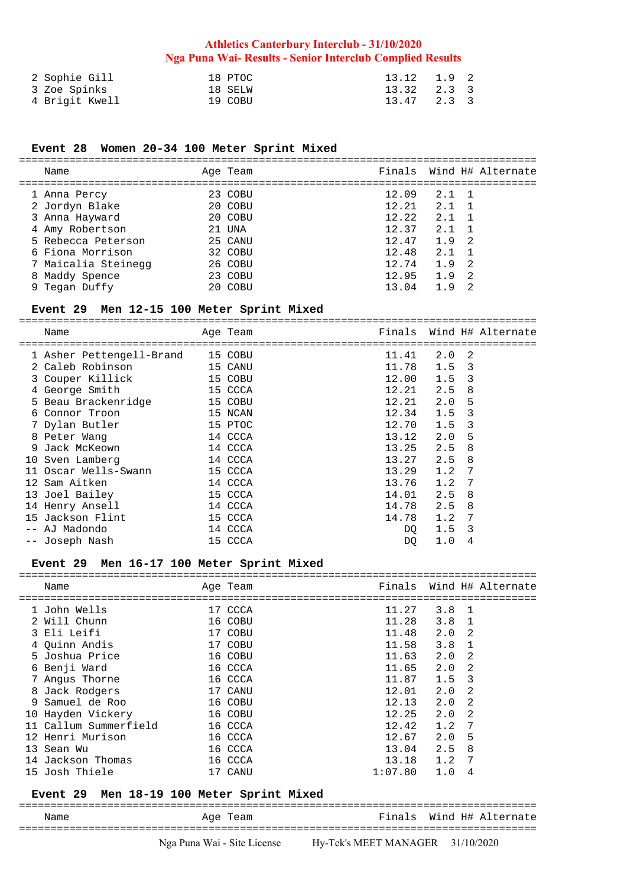| Place | Name | Age | Team | Finals | Wind | H# | Alternate |
|---|---|---|---|---|---|---|---|
| 2 | Sophie Gill | 18 | PTOC | 13.12 | 1.9 | 2 | |
| 3 | Zoe Spinks | 18 | SELW | 13.32 | 2.3 | 3 | |
| 4 | Brigit Kwell | 19 | COBU | 13.47 | 2.3 | 3 | |

### Event 28 Women 20-34 100 Meter Sprint Mixed

| Place | Name | Age | Team | Finals | Wind | H# | Alternate |
|---|---|---|---|---|---|---|---|
| 1 | Anna Percy | 23 | COBU | 12.09 | 2.1 | 1 | |
| 2 | Jordyn Blake | 20 | COBU | 12.21 | 2.1 | 1 | |
| 3 | Anna Hayward | 20 | COBU | 12.22 | 2.1 | 1 | |
| 4 | Amy Robertson | 21 | UNA | 12.37 | 2.1 | 1 | |
| 5 | Rebecca Peterson | 25 | CANU | 12.47 | 1.9 | 2 | |
| 6 | Fiona Morrison | 32 | COBU | 12.48 | 2.1 | 1 | |
| 7 | Maicalia Steinegg | 26 | COBU | 12.74 | 1.9 | 2 | |
| 8 | Maddy Spence | 23 | COBU | 12.95 | 1.9 | 2 | |
| 9 | Tegan Duffy | 20 | COBU | 13.04 | 1.9 | 2 | |

### Event 29 Men 12-15 100 Meter Sprint Mixed

| Place | Name | Age | Team | Finals | Wind | H# | Alternate |
|---|---|---|---|---|---|---|---|
| 1 | Asher Pettengell-Brand | 15 | COBU | 11.41 | 2.0 | 2 | |
| 2 | Caleb Robinson | 15 | CANU | 11.78 | 1.5 | 3 | |
| 3 | Couper Killick | 15 | COBU | 12.00 | 1.5 | 3 | |
| 4 | George Smith | 15 | CCCA | 12.21 | 2.5 | 8 | |
| 5 | Beau Brackenridge | 15 | COBU | 12.21 | 2.0 | 5 | |
| 6 | Connor Troon | 15 | NCAN | 12.34 | 1.5 | 3 | |
| 7 | Dylan Butler | 15 | PTOC | 12.70 | 1.5 | 3 | |
| 8 | Peter Wang | 14 | CCCA | 13.12 | 2.0 | 5 | |
| 9 | Jack McKeown | 14 | CCCA | 13.25 | 2.5 | 8 | |
| 10 | Sven Lamberg | 14 | CCCA | 13.27 | 2.5 | 8 | |
| 11 | Oscar Wells-Swann | 15 | CCCA | 13.29 | 1.2 | 7 | |
| 12 | Sam Aitken | 14 | CCCA | 13.76 | 1.2 | 7 | |
| 13 | Joel Bailey | 15 | CCCA | 14.01 | 2.5 | 8 | |
| 14 | Henry Ansell | 14 | CCCA | 14.78 | 2.5 | 8 | |
| 15 | Jackson Flint | 15 | CCCA | 14.78 | 1.2 | 7 | |
| -- | AJ Madondo | 14 | CCCA | DQ | 1.5 | 3 | |
| -- | Joseph Nash | 15 | CCCA | DQ | 1.0 | 4 | |

### Event 29 Men 16-17 100 Meter Sprint Mixed

| Place | Name | Age | Team | Finals | Wind | H# | Alternate |
|---|---|---|---|---|---|---|---|
| 1 | John Wells | 17 | CCCA | 11.27 | 3.8 | 1 | |
| 2 | Will Chunn | 16 | COBU | 11.28 | 3.8 | 1 | |
| 3 | Eli Leifi | 17 | COBU | 11.48 | 2.0 | 2 | |
| 4 | Quinn Andis | 17 | COBU | 11.58 | 3.8 | 1 | |
| 5 | Joshua Price | 16 | COBU | 11.63 | 2.0 | 2 | |
| 6 | Benji Ward | 16 | CCCA | 11.65 | 2.0 | 2 | |
| 7 | Angus Thorne | 16 | CCCA | 11.87 | 1.5 | 3 | |
| 8 | Jack Rodgers | 17 | CANU | 12.01 | 2.0 | 2 | |
| 9 | Samuel de Roo | 16 | COBU | 12.13 | 2.0 | 2 | |
| 10 | Hayden Vickery | 16 | COBU | 12.25 | 2.0 | 2 | |
| 11 | Callum Summerfield | 16 | CCCA | 12.42 | 1.2 | 7 | |
| 12 | Henri Murison | 16 | CCCA | 12.67 | 2.0 | 5 | |
| 13 | Sean Wu | 16 | CCCA | 13.04 | 2.5 | 8 | |
| 14 | Jackson Thomas | 16 | CCCA | 13.18 | 1.2 | 7 | |
| 15 | Josh Thiele | 17 | CANU | 1:07.80 | 1.0 | 4 | |

### Event 29 Men 18-19 100 Meter Sprint Mixed

| Place | Name | Age | Team | Finals | Wind | H# | Alternate |
|---|---|---|---|---|---|---|---|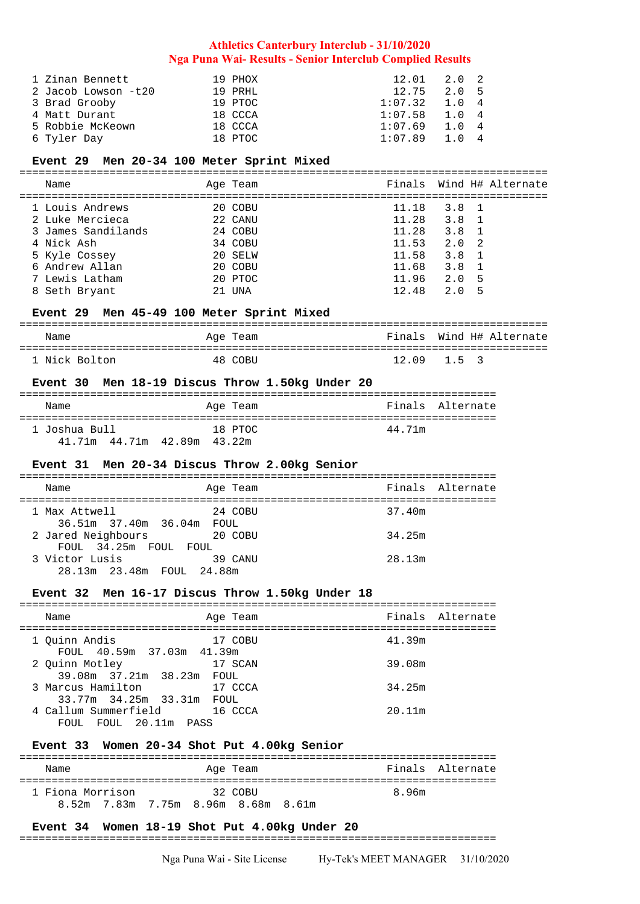| Name | Age | Team | Finals | Wind | H# |
|---|---|---|---|---|---|
| 1 Zinan Bennett | 19 | PHOX | 12.01 | 2.0 | 2 |
| 2 Jacob Lowson -t20 | 19 | PRHL | 12.75 | 2.0 | 5 |
| 3 Brad Grooby | 19 | PTOC | 1:07.32 | 1.0 | 4 |
| 4 Matt Durant | 18 | CCCA | 1:07.58 | 1.0 | 4 |
| 5 Robbie McKeown | 18 | CCCA | 1:07.69 | 1.0 | 4 |
| 6 Tyler Day | 18 | PTOC | 1:07.89 | 1.0 | 4 |

### Event 29 Men 20-34 100 Meter Sprint Mixed

| Name | Age | Team | Finals | Wind | H# | Alternate |
|---|---|---|---|---|---|---|
| 1 Louis Andrews | 20 | COBU | 11.18 | 3.8 | 1 | |
| 2 Luke Mercieca | 22 | CANU | 11.28 | 3.8 | 1 | |
| 3 James Sandilands | 24 | COBU | 11.28 | 3.8 | 1 | |
| 4 Nick Ash | 34 | COBU | 11.53 | 2.0 | 2 | |
| 5 Kyle Cossey | 20 | SELW | 11.58 | 3.8 | 1 | |
| 6 Andrew Allan | 20 | COBU | 11.68 | 3.8 | 1 | |
| 7 Lewis Latham | 20 | PTOC | 11.96 | 2.0 | 5 | |
| 8 Seth Bryant | 21 | UNA | 12.48 | 2.0 | 5 | |

### Event 29 Men 45-49 100 Meter Sprint Mixed

| Name | Age | Team | Finals | Wind | H# | Alternate |
|---|---|---|---|---|---|---|
| 1 Nick Bolton | 48 | COBU | 12.09 | 1.5 | 3 | |

### Event 30 Men 18-19 Discus Throw 1.50kg Under 20

| Name | Age | Team | Finals | Alternate |
|---|---|---|---|---|
| 1 Joshua Bull | 18 | PTOC | 44.71m | |
| 41.71m 44.71m 42.89m 43.22m | | | | |

### Event 31 Men 20-34 Discus Throw 2.00kg Senior

| Name | Age | Team | Finals | Alternate |
|---|---|---|---|---|
| 1 Max Attwell | 24 | COBU | 37.40m | |
| 36.51m 37.40m 36.04m FOUL | | | | |
| 2 Jared Neighbours | 20 | COBU | 34.25m | |
| FOUL 34.25m FOUL FOUL | | | | |
| 3 Victor Lusis | 39 | CANU | 28.13m | |
| 28.13m 23.48m FOUL 24.88m | | | | |

### Event 32 Men 16-17 Discus Throw 1.50kg Under 18

| Name | Age | Team | Finals | Alternate |
|---|---|---|---|---|
| 1 Quinn Andis | 17 | COBU | 41.39m | |
| FOUL 40.59m 37.03m 41.39m | | | | |
| 2 Quinn Motley | 17 | SCAN | 39.08m | |
| 39.08m 37.21m 38.23m FOUL | | | | |
| 3 Marcus Hamilton | 17 | CCCA | 34.25m | |
| 33.77m 34.25m 33.31m FOUL | | | | |
| 4 Callum Summerfield | 16 | CCCA | 20.11m | |
| FOUL FOUL 20.11m PASS | | | | |

### Event 33 Women 20-34 Shot Put 4.00kg Senior

| Name | Age | Team | Finals | Alternate |
|---|---|---|---|---|
| 1 Fiona Morrison | 32 | COBU | 8.96m | |
| 8.52m 7.83m 7.75m 8.96m 8.68m 8.61m | | | | |

### Event 34 Women 18-19 Shot Put 4.00kg Under 20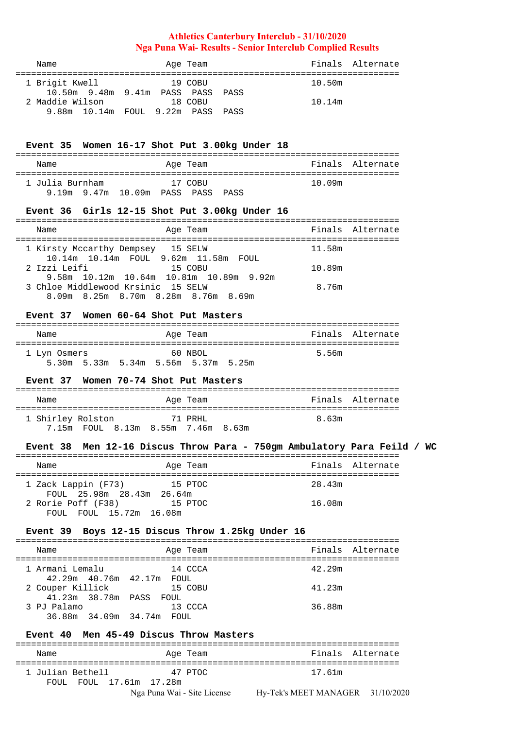**Athletics Canterbury Interclub - 31/10/2020**
**Nga Puna Wai- Results - Senior Interclub Complied Results**

| Name | Age | Team | Finals | Alternate |
|---|---|---|---|---|
| 1 Brigit Kwell | 19 | COBU | 10.50m | |
| 10.50m 9.48m 9.41m PASS PASS PASS | | | | |
| 2 Maddie Wilson | 18 | COBU | 10.14m | |
| 9.88m 10.14m FOUL 9.22m PASS PASS | | | | |

### Event 35 Women 16-17 Shot Put 3.00kg Under 18

| Name | Age | Team | Finals | Alternate |
|---|---|---|---|---|
| 1 Julia Burnham | 17 | COBU | 10.09m | |
| 9.19m 9.47m 10.09m PASS PASS PASS | | | | |

### Event 36 Girls 12-15 Shot Put 3.00kg Under 16

| Name | Age | Team | Finals | Alternate |
|---|---|---|---|---|
| 1 Kirsty Mccarthy Dempsey | 15 | SELW | 11.58m | |
| 10.14m 10.14m FOUL 9.62m 11.58m FOUL | | | | |
| 2 Izzi Leifi | 15 | COBU | 10.89m | |
| 9.58m 10.12m 10.64m 10.81m 10.89m 9.92m | | | | |
| 3 Chloe Middlewood Krsinic | 15 | SELW | 8.76m | |
| 8.09m 8.25m 8.70m 8.28m 8.76m 8.69m | | | | |

### Event 37 Women 60-64 Shot Put Masters

| Name | Age | Team | Finals | Alternate |
|---|---|---|---|---|
| 1 Lyn Osmers | 60 | NBOL | 5.56m | |
| 5.30m 5.33m 5.34m 5.56m 5.37m 5.25m | | | | |

### Event 37 Women 70-74 Shot Put Masters

| Name | Age | Team | Finals | Alternate |
|---|---|---|---|---|
| 1 Shirley Rolston | 71 | PRHL | 8.63m | |
| 7.15m FOUL 8.13m 8.55m 7.46m 8.63m | | | | |

### Event 38 Men 12-16 Discus Throw Para - 750gm Ambulatory Para Feild / WC

| Name | Age | Team | Finals | Alternate |
|---|---|---|---|---|
| 1 Zack Lappin (F73) | 15 | PTOC | 28.43m | |
| FOUL 25.98m 28.43m 26.64m | | | | |
| 2 Rorie Poff (F38) | 15 | PTOC | 16.08m | |
| FOUL FOUL 15.72m 16.08m | | | | |

### Event 39 Boys 12-15 Discus Throw 1.25kg Under 16

| Name | Age | Team | Finals | Alternate |
|---|---|---|---|---|
| 1 Armani Lemalu | 14 | CCCA | 42.29m | |
| 42.29m 40.76m 42.17m FOUL | | | | |
| 2 Couper Killick | 15 | COBU | 41.23m | |
| 41.23m 38.78m PASS FOUL | | | | |
| 3 PJ Palamo | 13 | CCCA | 36.88m | |
| 36.88m 34.09m 34.74m FOUL | | | | |

### Event 40 Men 45-49 Discus Throw Masters

| Name | Age | Team | Finals | Alternate |
|---|---|---|---|---|
| 1 Julian Bethell | 47 | PTOC | 17.61m | |
| FOUL FOUL 17.61m 17.28m | | | | |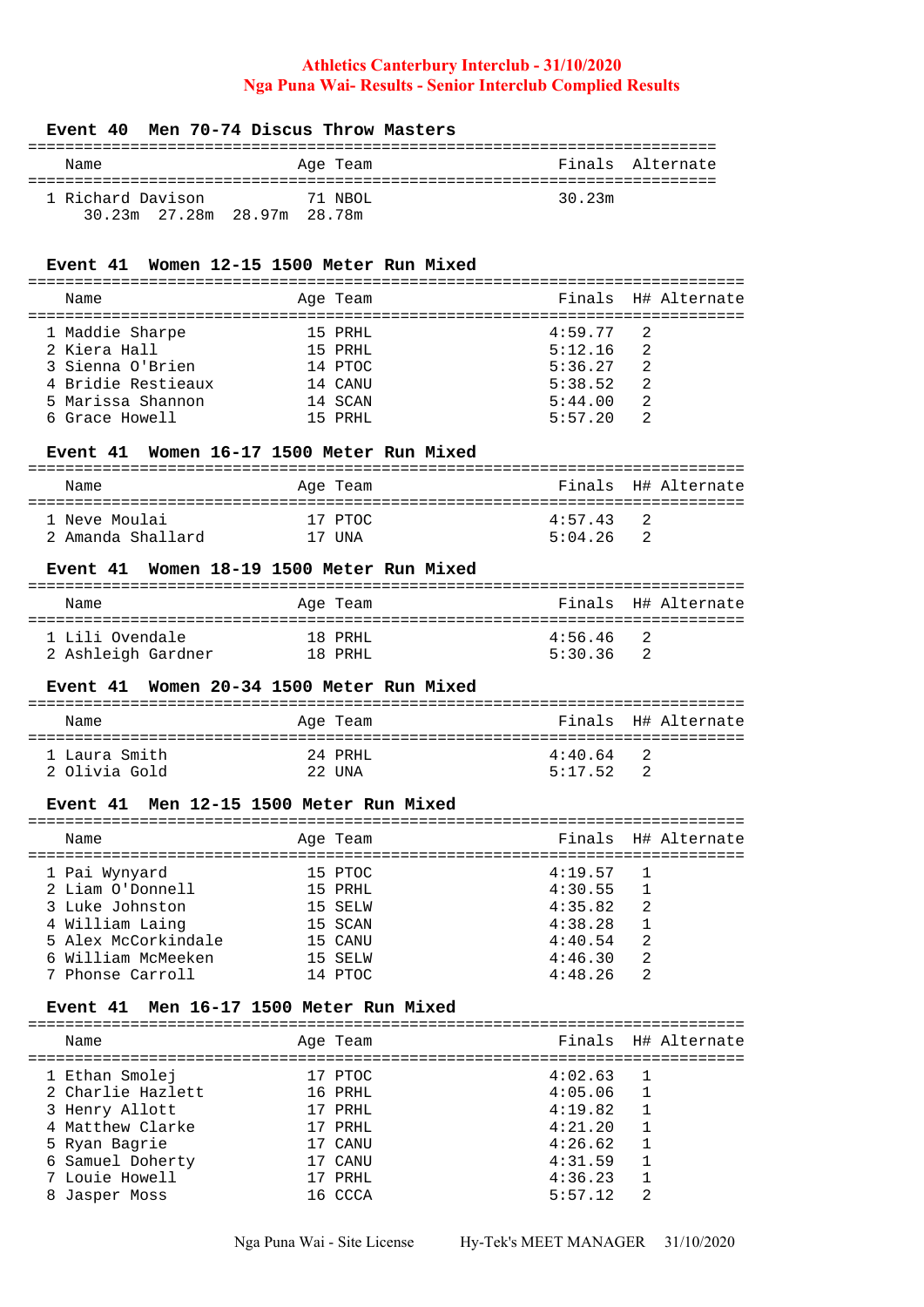**Athletics Canterbury Interclub - 31/10/2020**
**Nga Puna Wai- Results - Senior Interclub Complied Results**

### Event 40 Men 70-74 Discus Throw Masters

| | Name | Age | Team | Finals | Alternate |
|---|---|---|---|---|---|
| 1 | Richard Davison | 71 | NBOL | 30.23m | |

30.23m 27.28m 28.97m 28.78m

### Event 41 Women 12-15 1500 Meter Run Mixed

| | Name | Age | Team | Finals | H# | Alternate |
|---|---|---|---|---|---|---|
| 1 | Maddie Sharpe | 15 | PRHL | 4:59.77 | 2 | |
| 2 | Kiera Hall | 15 | PRHL | 5:12.16 | 2 | |
| 3 | Sienna O'Brien | 14 | PTOC | 5:36.27 | 2 | |
| 4 | Bridie Restieaux | 14 | CANU | 5:38.52 | 2 | |
| 5 | Marissa Shannon | 14 | SCAN | 5:44.00 | 2 | |
| 6 | Grace Howell | 15 | PRHL | 5:57.20 | 2 | |

### Event 41 Women 16-17 1500 Meter Run Mixed

| | Name | Age | Team | Finals | H# | Alternate |
|---|---|---|---|---|---|---|
| 1 | Neve Moulai | 17 | PTOC | 4:57.43 | 2 | |
| 2 | Amanda Shallard | 17 | UNA | 5:04.26 | 2 | |

### Event 41 Women 18-19 1500 Meter Run Mixed

| | Name | Age | Team | Finals | H# | Alternate |
|---|---|---|---|---|---|---|
| 1 | Lili Ovendale | 18 | PRHL | 4:56.46 | 2 | |
| 2 | Ashleigh Gardner | 18 | PRHL | 5:30.36 | 2 | |

### Event 41 Women 20-34 1500 Meter Run Mixed

| | Name | Age | Team | Finals | H# | Alternate |
|---|---|---|---|---|---|---|
| 1 | Laura Smith | 24 | PRHL | 4:40.64 | 2 | |
| 2 | Olivia Gold | 22 | UNA | 5:17.52 | 2 | |

### Event 41 Men 12-15 1500 Meter Run Mixed

| | Name | Age | Team | Finals | H# | Alternate |
|---|---|---|---|---|---|---|
| 1 | Pai Wynyard | 15 | PTOC | 4:19.57 | 1 | |
| 2 | Liam O'Donnell | 15 | PRHL | 4:30.55 | 1 | |
| 3 | Luke Johnston | 15 | SELW | 4:35.82 | 2 | |
| 4 | William Laing | 15 | SCAN | 4:38.28 | 1 | |
| 5 | Alex McCorkindale | 15 | CANU | 4:40.54 | 2 | |
| 6 | William McMeeken | 15 | SELW | 4:46.30 | 2 | |
| 7 | Phonse Carroll | 14 | PTOC | 4:48.26 | 2 | |

### Event 41 Men 16-17 1500 Meter Run Mixed

| | Name | Age | Team | Finals | H# | Alternate |
|---|---|---|---|---|---|---|
| 1 | Ethan Smolej | 17 | PTOC | 4:02.63 | 1 | |
| 2 | Charlie Hazlett | 16 | PRHL | 4:05.06 | 1 | |
| 3 | Henry Allott | 17 | PRHL | 4:19.82 | 1 | |
| 4 | Matthew Clarke | 17 | PRHL | 4:21.20 | 1 | |
| 5 | Ryan Bagrie | 17 | CANU | 4:26.62 | 1 | |
| 6 | Samuel Doherty | 17 | CANU | 4:31.59 | 1 | |
| 7 | Louie Howell | 17 | PRHL | 4:36.23 | 1 | |
| 8 | Jasper Moss | 16 | CCCA | 5:57.12 | 2 | |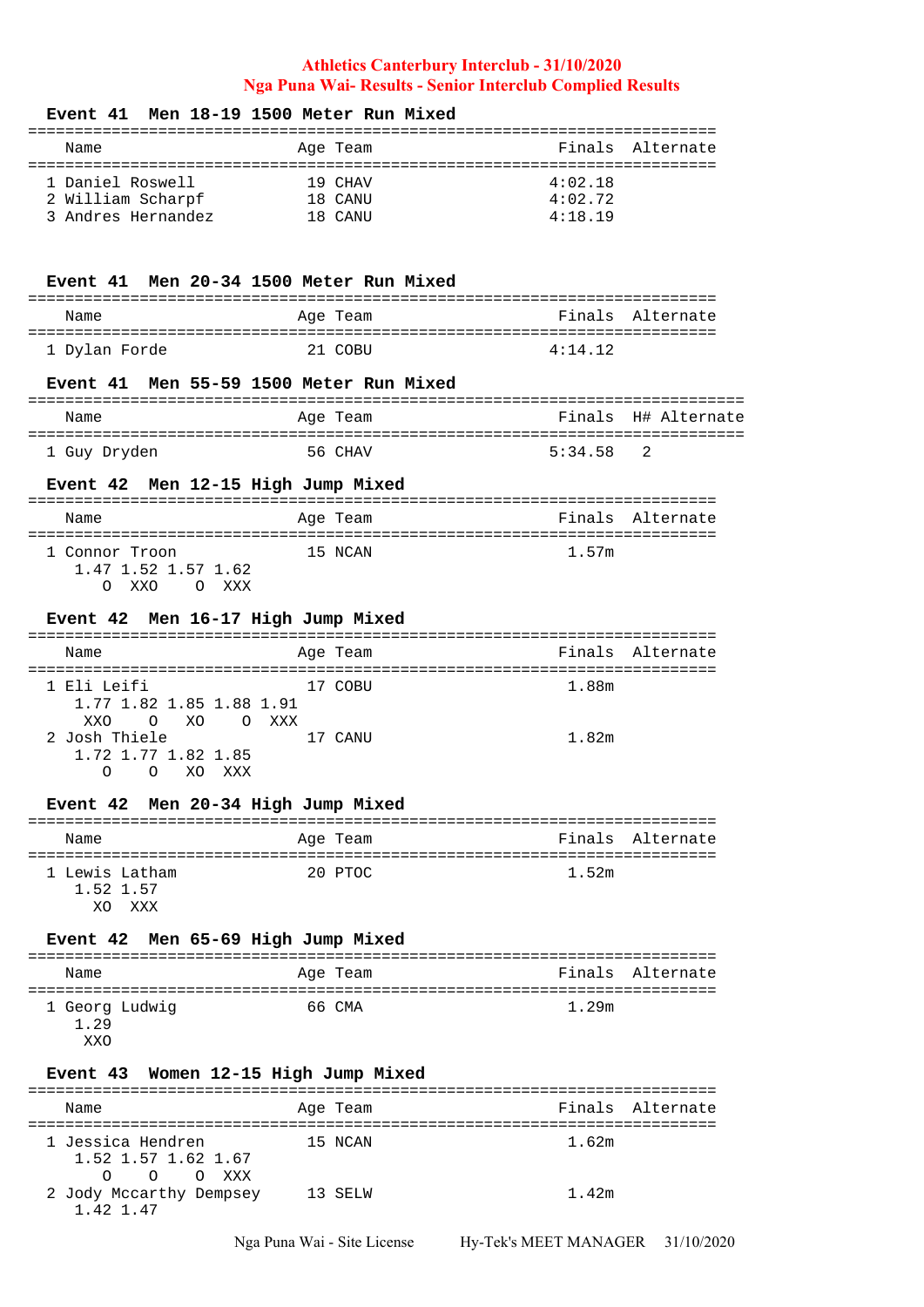**Athletics Canterbury Interclub - 31/10/2020**
**Nga Puna Wai- Results - Senior Interclub Complied Results**

### Event 41 Men 18-19 1500 Meter Run Mixed

| Name | Age | Team | Finals | Alternate |
|---|---|---|---|---|
| 1 Daniel Roswell | 19 | CHAV | 4:02.18 | |
| 2 William Scharpf | 18 | CANU | 4:02.72 | |
| 3 Andres Hernandez | 18 | CANU | 4:18.19 | |

### Event 41 Men 20-34 1500 Meter Run Mixed

| Name | Age | Team | Finals | Alternate |
|---|---|---|---|---|
| 1 Dylan Forde | 21 | COBU | 4:14.12 | |

### Event 41 Men 55-59 1500 Meter Run Mixed

| Name | Age | Team | Finals | H# | Alternate |
|---|---|---|---|---|---|
| 1 Guy Dryden | 56 | CHAV | 5:34.58 | 2 | |

### Event 42 Men 12-15 High Jump Mixed

| Name | Age | Team | Finals | Alternate |
|---|---|---|---|---|
| 1 Connor Troon | 15 | NCAN | 1.57m | |

```
    1.47 1.52 1.57 1.62
       O  XXO    O  XXX
```

### Event 42 Men 16-17 High Jump Mixed

| Name | Age | Team | Finals | Alternate |
|---|---|---|---|---|
| 1 Eli Leifi | 17 | COBU | 1.88m | |
| 2 Josh Thiele | 17 | CANU | 1.82m | |

```
1 Eli Leifi
    1.77 1.82 1.85 1.88 1.91
     XXO    O   XO    O  XXX
2 Josh Thiele
    1.72 1.77 1.82 1.85
       O    O   XO  XXX
```

### Event 42 Men 20-34 High Jump Mixed

| Name | Age | Team | Finals | Alternate |
|---|---|---|---|---|
| 1 Lewis Latham | 20 | PTOC | 1.52m | |

```
    1.52 1.57
      XO  XXX
```

### Event 42 Men 65-69 High Jump Mixed

| Name | Age | Team | Finals | Alternate |
|---|---|---|---|---|
| 1 Georg Ludwig | 66 | CMA | 1.29m | |

```
    1.29
     XXO
```

### Event 43 Women 12-15 High Jump Mixed

| Name | Age | Team | Finals | Alternate |
|---|---|---|---|---|
| 1 Jessica Hendren | 15 | NCAN | 1.62m | |
| 2 Jody Mccarthy Dempsey | 13 | SELW | 1.42m | |

```
1 Jessica Hendren
    1.52 1.57 1.62 1.67
       O    O    O  XXX
2 Jody Mccarthy Dempsey
    1.42 1.47
```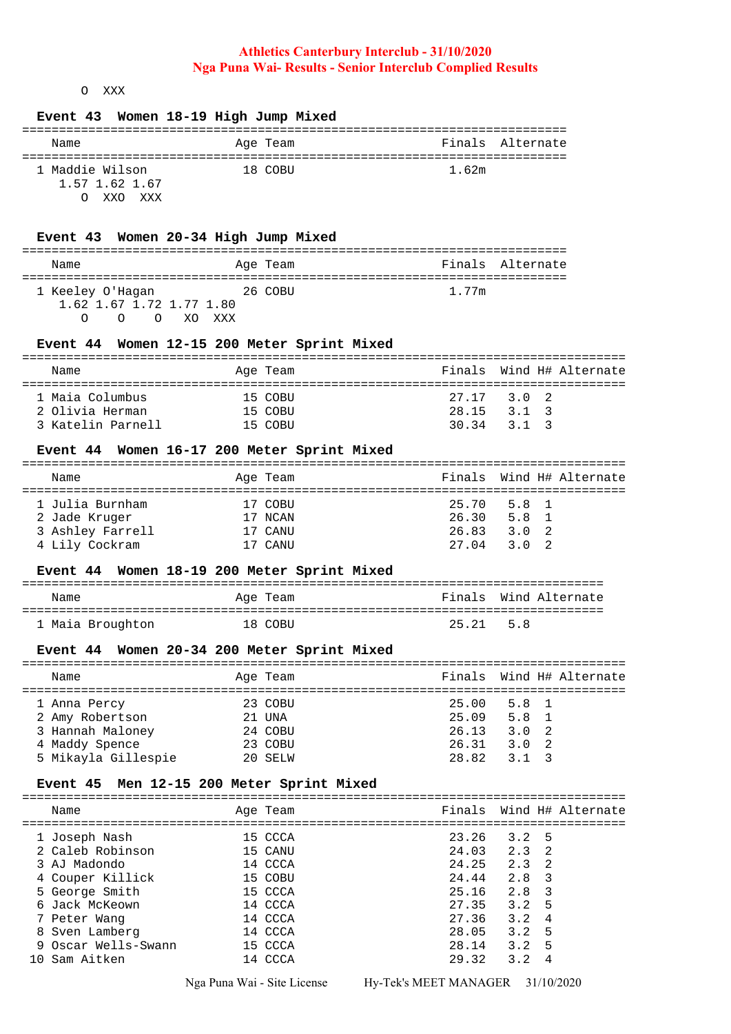O XXX

### Event 43 Women 18-19 High Jump Mixed

| | Name | Age | Team | Finals | Alternate |
|---|---|---|---|---|---|
| 1 | Maddie Wilson | 18 | COBU | 1.62m | |

1.57 1.62 1.67
O XXO XXX

### Event 43 Women 20-34 High Jump Mixed

| | Name | Age | Team | Finals | Alternate |
|---|---|---|---|---|---|
| 1 | Keeley O'Hagan | 26 | COBU | 1.77m | |

1.62 1.67 1.72 1.77 1.80
O O O XO XXX

### Event 44 Women 12-15 200 Meter Sprint Mixed

| | Name | Age | Team | Finals | Wind | H# | Alternate |
|---|---|---|---|---|---|---|---|
| 1 | Maia Columbus | 15 | COBU | 27.17 | 3.0 | 2 | |
| 2 | Olivia Herman | 15 | COBU | 28.15 | 3.1 | 3 | |
| 3 | Katelin Parnell | 15 | COBU | 30.34 | 3.1 | 3 | |

### Event 44 Women 16-17 200 Meter Sprint Mixed

| | Name | Age | Team | Finals | Wind | H# | Alternate |
|---|---|---|---|---|---|---|---|
| 1 | Julia Burnham | 17 | COBU | 25.70 | 5.8 | 1 | |
| 2 | Jade Kruger | 17 | NCAN | 26.30 | 5.8 | 1 | |
| 3 | Ashley Farrell | 17 | CANU | 26.83 | 3.0 | 2 | |
| 4 | Lily Cockram | 17 | CANU | 27.04 | 3.0 | 2 | |

### Event 44 Women 18-19 200 Meter Sprint Mixed

| | Name | Age | Team | Finals | Wind | Alternate |
|---|---|---|---|---|---|---|
| 1 | Maia Broughton | 18 | COBU | 25.21 | 5.8 | |

### Event 44 Women 20-34 200 Meter Sprint Mixed

| | Name | Age | Team | Finals | Wind | H# | Alternate |
|---|---|---|---|---|---|---|---|
| 1 | Anna Percy | 23 | COBU | 25.00 | 5.8 | 1 | |
| 2 | Amy Robertson | 21 | UNA | 25.09 | 5.8 | 1 | |
| 3 | Hannah Maloney | 24 | COBU | 26.13 | 3.0 | 2 | |
| 4 | Maddy Spence | 23 | COBU | 26.31 | 3.0 | 2 | |
| 5 | Mikayla Gillespie | 20 | SELW | 28.82 | 3.1 | 3 | |

### Event 45 Men 12-15 200 Meter Sprint Mixed

| | Name | Age | Team | Finals | Wind | H# | Alternate |
|---|---|---|---|---|---|---|---|
| 1 | Joseph Nash | 15 | CCCA | 23.26 | 3.2 | 5 | |
| 2 | Caleb Robinson | 15 | CANU | 24.03 | 2.3 | 2 | |
| 3 | AJ Madondo | 14 | CCCA | 24.25 | 2.3 | 2 | |
| 4 | Couper Killick | 15 | COBU | 24.44 | 2.8 | 3 | |
| 5 | George Smith | 15 | CCCA | 25.16 | 2.8 | 3 | |
| 6 | Jack McKeown | 14 | CCCA | 27.35 | 3.2 | 5 | |
| 7 | Peter Wang | 14 | CCCA | 27.36 | 3.2 | 4 | |
| 8 | Sven Lamberg | 14 | CCCA | 28.05 | 3.2 | 5 | |
| 9 | Oscar Wells-Swann | 15 | CCCA | 28.14 | 3.2 | 5 | |
| 10 | Sam Aitken | 14 | CCCA | 29.32 | 3.2 | 4 | |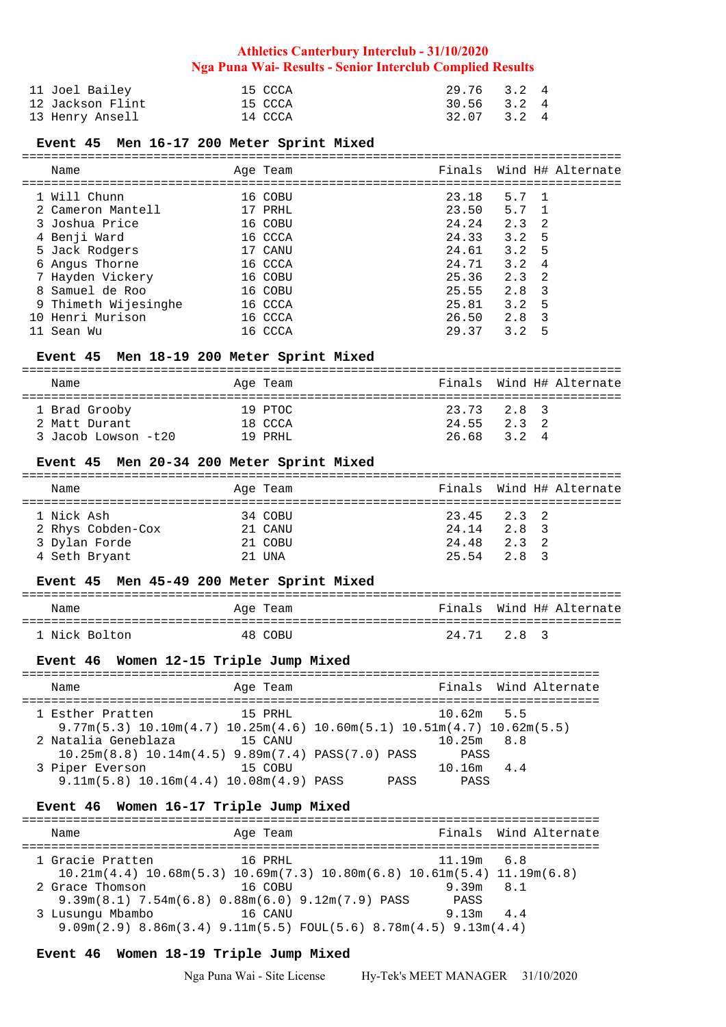| Name | Age | Team | Finals | Wind | H# |
|---|---|---|---|---|---|
| 11 Joel Bailey | 15 | CCCA | 29.76 | 3.2 | 4 |
| 12 Jackson Flint | 15 | CCCA | 30.56 | 3.2 | 4 |
| 13 Henry Ansell | 14 | CCCA | 32.07 | 3.2 | 4 |

### Event 45 Men 16-17 200 Meter Sprint Mixed

| Name | Age | Team | Finals | Wind | H# | Alternate |
|---|---|---|---|---|---|---|
| 1 Will Chunn | 16 | COBU | 23.18 | 5.7 | 1 | |
| 2 Cameron Mantell | 17 | PRHL | 23.50 | 5.7 | 1 | |
| 3 Joshua Price | 16 | COBU | 24.24 | 2.3 | 2 | |
| 4 Benji Ward | 16 | CCCA | 24.33 | 3.2 | 5 | |
| 5 Jack Rodgers | 17 | CANU | 24.61 | 3.2 | 5 | |
| 6 Angus Thorne | 16 | CCCA | 24.71 | 3.2 | 4 | |
| 7 Hayden Vickery | 16 | COBU | 25.36 | 2.3 | 2 | |
| 8 Samuel de Roo | 16 | COBU | 25.55 | 2.8 | 3 | |
| 9 Thimeth Wijesinghe | 16 | CCCA | 25.81 | 3.2 | 5 | |
| 10 Henri Murison | 16 | CCCA | 26.50 | 2.8 | 3 | |
| 11 Sean Wu | 16 | CCCA | 29.37 | 3.2 | 5 | |

### Event 45 Men 18-19 200 Meter Sprint Mixed

| Name | Age | Team | Finals | Wind | H# | Alternate |
|---|---|---|---|---|---|---|
| 1 Brad Grooby | 19 | PTOC | 23.73 | 2.8 | 3 | |
| 2 Matt Durant | 18 | CCCA | 24.55 | 2.3 | 2 | |
| 3 Jacob Lowson -t20 | 19 | PRHL | 26.68 | 3.2 | 4 | |

### Event 45 Men 20-34 200 Meter Sprint Mixed

| Name | Age | Team | Finals | Wind | H# | Alternate |
|---|---|---|---|---|---|---|
| 1 Nick Ash | 34 | COBU | 23.45 | 2.3 | 2 | |
| 2 Rhys Cobden-Cox | 21 | CANU | 24.14 | 2.8 | 3 | |
| 3 Dylan Forde | 21 | COBU | 24.48 | 2.3 | 2 | |
| 4 Seth Bryant | 21 | UNA | 25.54 | 2.8 | 3 | |

### Event 45 Men 45-49 200 Meter Sprint Mixed

| Name | Age | Team | Finals | Wind | H# | Alternate |
|---|---|---|---|---|---|---|
| 1 Nick Bolton | 48 | COBU | 24.71 | 2.8 | 3 | |

### Event 46 Women 12-15 Triple Jump Mixed

| Name | Age | Team | Finals | Wind | Alternate |
|---|---|---|---|---|---|
| 1 Esther Pratten | 15 | PRHL | 10.62m | 5.5 | |
| 9.77m(5.3) 10.10m(4.7) 10.25m(4.6) 10.60m(5.1) 10.51m(4.7) 10.62m(5.5) | | | | | |
| 2 Natalia Geneblaza | 15 | CANU | 10.25m | 8.8 | |
| 10.25m(8.8) 10.14m(4.5) 9.89m(7.4) PASS(7.0) PASS PASS | | | | | |
| 3 Piper Everson | 15 | COBU | 10.16m | 4.4 | |
| 9.11m(5.8) 10.16m(4.4) 10.08m(4.9) PASS PASS PASS | | | | | |

### Event 46 Women 16-17 Triple Jump Mixed

| Name | Age | Team | Finals | Wind | Alternate |
|---|---|---|---|---|---|
| 1 Gracie Pratten | 16 | PRHL | 11.19m | 6.8 | |
| 10.21m(4.4) 10.68m(5.3) 10.69m(7.3) 10.80m(6.8) 10.61m(5.4) 11.19m(6.8) | | | | | |
| 2 Grace Thomson | 16 | COBU | 9.39m | 8.1 | |
| 9.39m(8.1) 7.54m(6.8) 0.88m(6.0) 9.12m(7.9) PASS PASS | | | | | |
| 3 Lusungu Mbambo | 16 | CANU | 9.13m | 4.4 | |
| 9.09m(2.9) 8.86m(3.4) 9.11m(5.5) FOUL(5.6) 8.78m(4.5) 9.13m(4.4) | | | | | |

### Event 46 Women 18-19 Triple Jump Mixed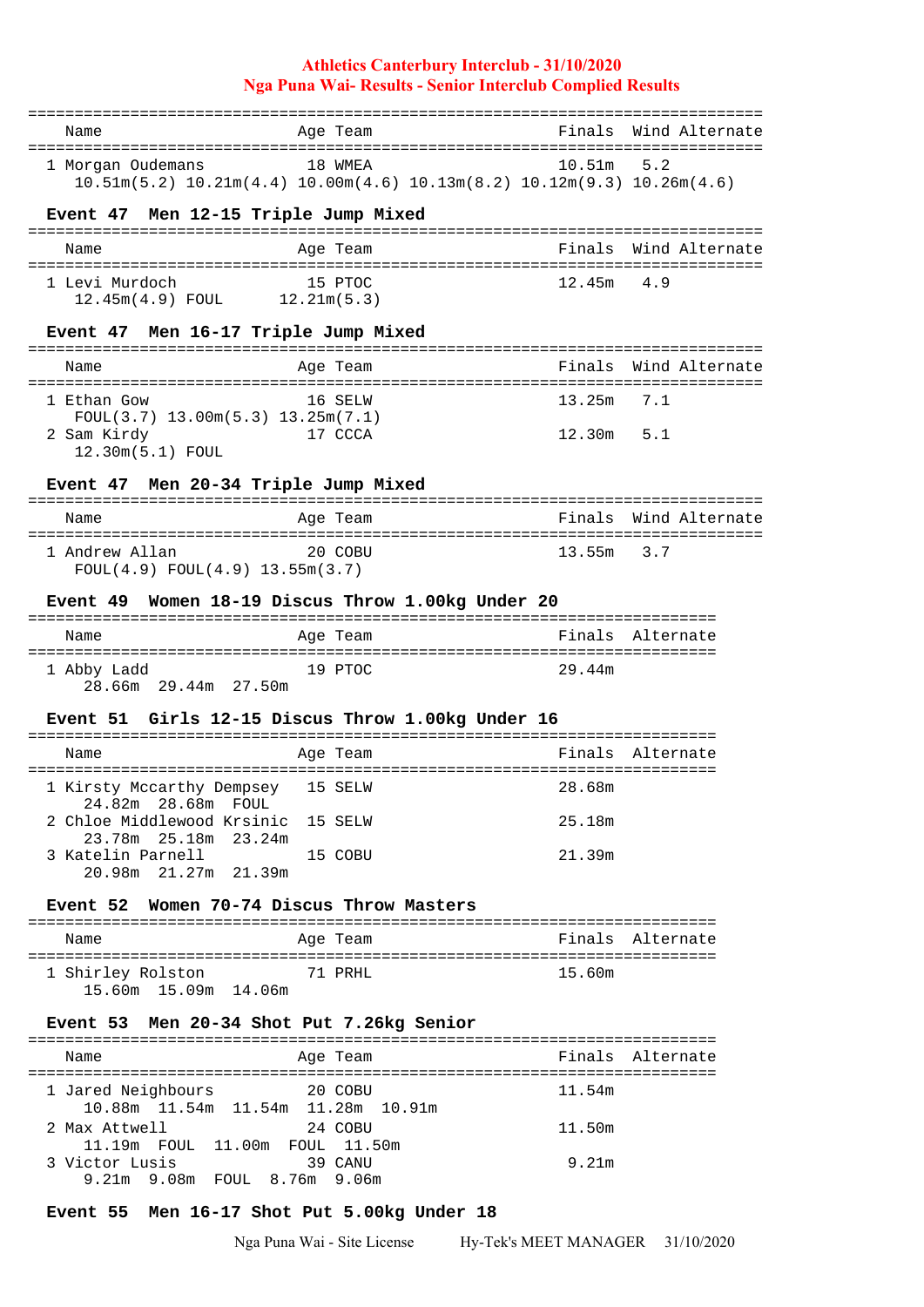| Name | Age | Team | Finals | Wind | Alternate |
|---|---|---|---|---|---|
| 1 Morgan Oudemans | 18 | WMEA | 10.51m | 5.2 | |
| 10.51m(5.2) 10.21m(4.4) 10.00m(4.6) 10.13m(8.2) 10.12m(9.3) 10.26m(4.6) | | | | | |

## Event 47 Men 12-15 Triple Jump Mixed

| Name | Age | Team | Finals | Wind | Alternate |
|---|---|---|---|---|---|
| 1 Levi Murdoch | 15 | PTOC | 12.45m | 4.9 | |
| 12.45m(4.9) FOUL 12.21m(5.3) | | | | | |

## Event 47 Men 16-17 Triple Jump Mixed

| Name | Age | Team | Finals | Wind | Alternate |
|---|---|---|---|---|---|
| 1 Ethan Gow | 16 | SELW | 13.25m | 7.1 | |
| FOUL(3.7) 13.00m(5.3) 13.25m(7.1) | | | | | |
| 2 Sam Kirdy | 17 | CCCA | 12.30m | 5.1 | |
| 12.30m(5.1) FOUL | | | | | |

## Event 47 Men 20-34 Triple Jump Mixed

| Name | Age | Team | Finals | Wind | Alternate |
|---|---|---|---|---|---|
| 1 Andrew Allan | 20 | COBU | 13.55m | 3.7 | |
| FOUL(4.9) FOUL(4.9) 13.55m(3.7) | | | | | |

## Event 49 Women 18-19 Discus Throw 1.00kg Under 20

| Name | Age | Team | Finals | Alternate |
|---|---|---|---|---|
| 1 Abby Ladd | 19 | PTOC | 29.44m | |
| 28.66m 29.44m 27.50m | | | | |

## Event 51 Girls 12-15 Discus Throw 1.00kg Under 16

| Name | Age | Team | Finals | Alternate |
|---|---|---|---|---|
| 1 Kirsty Mccarthy Dempsey | 15 | SELW | 28.68m | |
| 24.82m 28.68m FOUL | | | | |
| 2 Chloe Middlewood Krsinic | 15 | SELW | 25.18m | |
| 23.78m 25.18m 23.24m | | | | |
| 3 Katelin Parnell | 15 | COBU | 21.39m | |
| 20.98m 21.27m 21.39m | | | | |

## Event 52 Women 70-74 Discus Throw Masters

| Name | Age | Team | Finals | Alternate |
|---|---|---|---|---|
| 1 Shirley Rolston | 71 | PRHL | 15.60m | |
| 15.60m 15.09m 14.06m | | | | |

## Event 53 Men 20-34 Shot Put 7.26kg Senior

| Name | Age | Team | Finals | Alternate |
|---|---|---|---|---|
| 1 Jared Neighbours | 20 | COBU | 11.54m | |
| 10.88m 11.54m 11.54m 11.28m 10.91m | | | | |
| 2 Max Attwell | 24 | COBU | 11.50m | |
| 11.19m FOUL 11.00m FOUL 11.50m | | | | |
| 3 Victor Lusis | 39 | CANU | 9.21m | |
| 9.21m 9.08m FOUL 8.76m 9.06m | | | | |

## Event 55 Men 16-17 Shot Put 5.00kg Under 18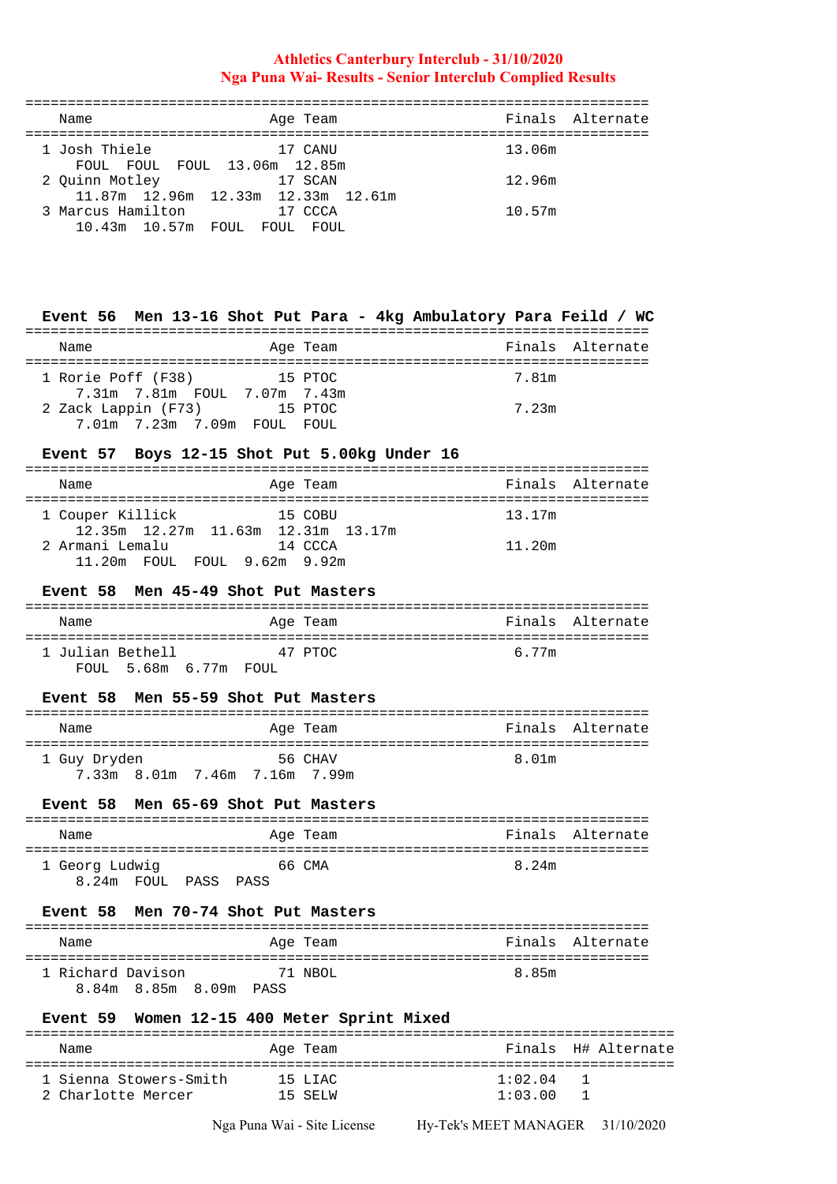| Name | Age | Team | Finals | Alternate |
|---|---|---|---|---|
| 1 Josh Thiele | 17 | CANU | 13.06m | |
| FOUL FOUL FOUL 13.06m 12.85m | | | | |
| 2 Quinn Motley | 17 | SCAN | 12.96m | |
| 11.87m 12.96m 12.33m 12.33m 12.61m | | | | |
| 3 Marcus Hamilton | 17 | CCCA | 10.57m | |
| 10.43m 10.57m FOUL FOUL FOUL | | | | |

### Event 56 Men 13-16 Shot Put Para - 4kg Ambulatory Para Feild / WC

| Name | Age | Team | Finals | Alternate |
|---|---|---|---|---|
| 1 Rorie Poff (F38) | 15 | PTOC | 7.81m | |
| 7.31m 7.81m FOUL 7.07m 7.43m | | | | |
| 2 Zack Lappin (F73) | 15 | PTOC | 7.23m | |
| 7.01m 7.23m 7.09m FOUL FOUL | | | | |

### Event 57 Boys 12-15 Shot Put 5.00kg Under 16

| Name | Age | Team | Finals | Alternate |
|---|---|---|---|---|
| 1 Couper Killick | 15 | COBU | 13.17m | |
| 12.35m 12.27m 11.63m 12.31m 13.17m | | | | |
| 2 Armani Lemalu | 14 | CCCA | 11.20m | |
| 11.20m FOUL FOUL 9.62m 9.92m | | | | |

### Event 58 Men 45-49 Shot Put Masters

| Name | Age | Team | Finals | Alternate |
|---|---|---|---|---|
| 1 Julian Bethell | 47 | PTOC | 6.77m | |
| FOUL 5.68m 6.77m FOUL | | | | |

### Event 58 Men 55-59 Shot Put Masters

| Name | Age | Team | Finals | Alternate |
|---|---|---|---|---|
| 1 Guy Dryden | 56 | CHAV | 8.01m | |
| 7.33m 8.01m 7.46m 7.16m 7.99m | | | | |

### Event 58 Men 65-69 Shot Put Masters

| Name | Age | Team | Finals | Alternate |
|---|---|---|---|---|
| 1 Georg Ludwig | 66 | CMA | 8.24m | |
| 8.24m FOUL PASS PASS | | | | |

### Event 58 Men 70-74 Shot Put Masters

| Name | Age | Team | Finals | Alternate |
|---|---|---|---|---|
| 1 Richard Davison | 71 | NBOL | 8.85m | |
| 8.84m 8.85m 8.09m PASS | | | | |

### Event 59 Women 12-15 400 Meter Sprint Mixed

| Name | Age | Team | Finals | H# | Alternate |
|---|---|---|---|---|---|
| 1 Sienna Stowers-Smith | 15 | LIAC | 1:02.04 | 1 | |
| 2 Charlotte Mercer | 15 | SELW | 1:03.00 | 1 | |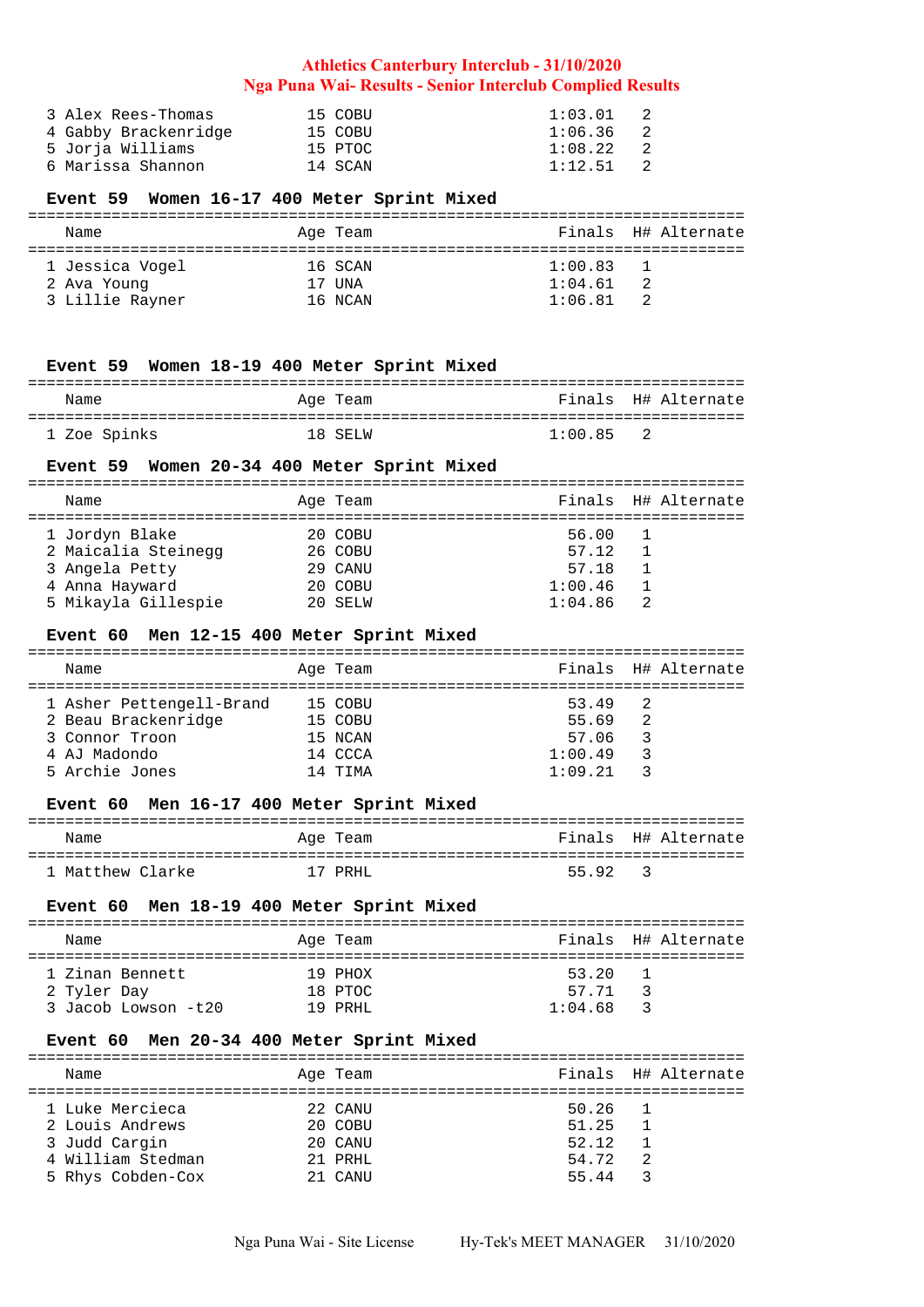| | | | | |
|---|---|---|---|---|
| 3 Alex Rees-Thomas | 15 COBU | 1:03.01 | 2 | |
| 4 Gabby Brackenridge | 15 COBU | 1:06.36 | 2 | |
| 5 Jorja Williams | 15 PTOC | 1:08.22 | 2 | |
| 6 Marissa Shannon | 14 SCAN | 1:12.51 | 2 | |

### Event 59 Women 16-17 400 Meter Sprint Mixed

| Name | Age Team | Finals | H# | Alternate |
|---|---|---|---|---|
| 1 Jessica Vogel | 16 SCAN | 1:00.83 | 1 | |
| 2 Ava Young | 17 UNA | 1:04.61 | 2 | |
| 3 Lillie Rayner | 16 NCAN | 1:06.81 | 2 | |

### Event 59 Women 18-19 400 Meter Sprint Mixed

| Name | Age Team | Finals | H# | Alternate |
|---|---|---|---|---|
| 1 Zoe Spinks | 18 SELW | 1:00.85 | 2 | |

### Event 59 Women 20-34 400 Meter Sprint Mixed

| Name | Age Team | Finals | H# | Alternate |
|---|---|---|---|---|
| 1 Jordyn Blake | 20 COBU | 56.00 | 1 | |
| 2 Maicalia Steinegg | 26 COBU | 57.12 | 1 | |
| 3 Angela Petty | 29 CANU | 57.18 | 1 | |
| 4 Anna Hayward | 20 COBU | 1:00.46 | 1 | |
| 5 Mikayla Gillespie | 20 SELW | 1:04.86 | 2 | |

### Event 60 Men 12-15 400 Meter Sprint Mixed

| Name | Age Team | Finals | H# | Alternate |
|---|---|---|---|---|
| 1 Asher Pettengell-Brand | 15 COBU | 53.49 | 2 | |
| 2 Beau Brackenridge | 15 COBU | 55.69 | 2 | |
| 3 Connor Troon | 15 NCAN | 57.06 | 3 | |
| 4 AJ Madondo | 14 CCCA | 1:00.49 | 3 | |
| 5 Archie Jones | 14 TIMA | 1:09.21 | 3 | |

### Event 60 Men 16-17 400 Meter Sprint Mixed

| Name | Age Team | Finals | H# | Alternate |
|---|---|---|---|---|
| 1 Matthew Clarke | 17 PRHL | 55.92 | 3 | |

### Event 60 Men 18-19 400 Meter Sprint Mixed

| Name | Age Team | Finals | H# | Alternate |
|---|---|---|---|---|
| 1 Zinan Bennett | 19 PHOX | 53.20 | 1 | |
| 2 Tyler Day | 18 PTOC | 57.71 | 3 | |
| 3 Jacob Lowson -t20 | 19 PRHL | 1:04.68 | 3 | |

### Event 60 Men 20-34 400 Meter Sprint Mixed

| Name | Age Team | Finals | H# | Alternate |
|---|---|---|---|---|
| 1 Luke Mercieca | 22 CANU | 50.26 | 1 | |
| 2 Louis Andrews | 20 COBU | 51.25 | 1 | |
| 3 Judd Cargin | 20 CANU | 52.12 | 1 | |
| 4 William Stedman | 21 PRHL | 54.72 | 2 | |
| 5 Rhys Cobden-Cox | 21 CANU | 55.44 | 3 | |